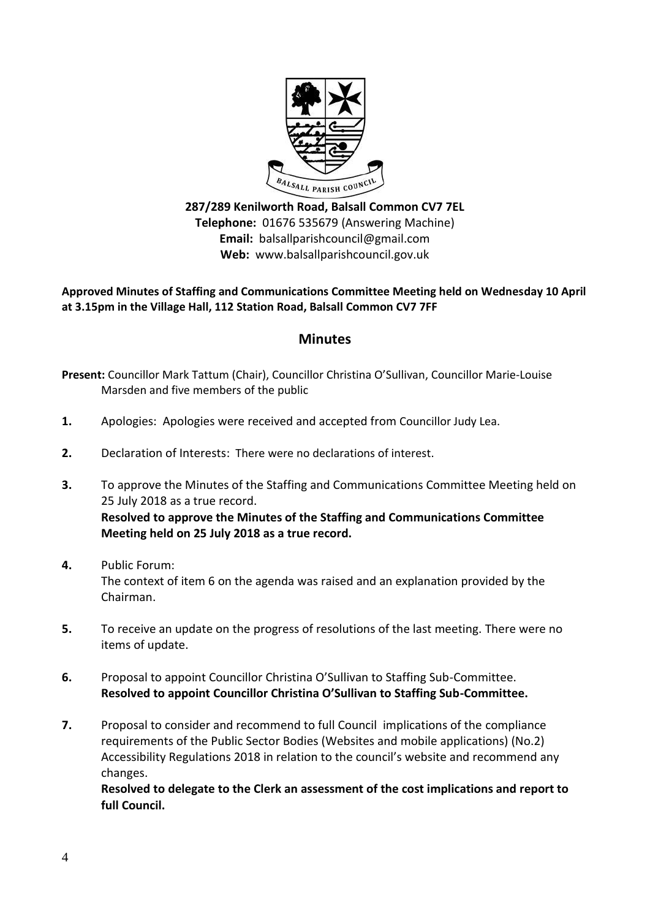**287/289 Kenilworth Road, Balsall Common CV7 7EL**
**Telephone:** 01676 535679 (Answering Machine)
**Email:** balsallparishcouncil@gmail.com
**Web:** www.balsallparishcouncil.gov.uk

**Approved Minutes of Staffing and Communications Committee Meeting held on Wednesday 10 April at 3.15pm in the Village Hall, 112 Station Road, Balsall Common CV7 7FF**

## Minutes

**Present:** Councillor Mark Tattum (Chair), Councillor Christina O'Sullivan, Councillor Marie-Louise Marsden and five members of the public

**1.** Apologies: Apologies were received and accepted from Councillor Judy Lea.

**2.** Declaration of Interests: There were no declarations of interest.

**3.** To approve the Minutes of the Staffing and Communications Committee Meeting held on 25 July 2018 as a true record.
**Resolved to approve the Minutes of the Staffing and Communications Committee Meeting held on 25 July 2018 as a true record.**

**4.** Public Forum:
The context of item 6 on the agenda was raised and an explanation provided by the Chairman.

**5.** To receive an update on the progress of resolutions of the last meeting. There were no items of update.

**6.** Proposal to appoint Councillor Christina O'Sullivan to Staffing Sub-Committee.
**Resolved to appoint Councillor Christina O'Sullivan to Staffing Sub-Committee.**

**7.** Proposal to consider and recommend to full Council implications of the compliance requirements of the Public Sector Bodies (Websites and mobile applications) (No.2) Accessibility Regulations 2018 in relation to the council's website and recommend any changes.
**Resolved to delegate to the Clerk an assessment of the cost implications and report to full Council.**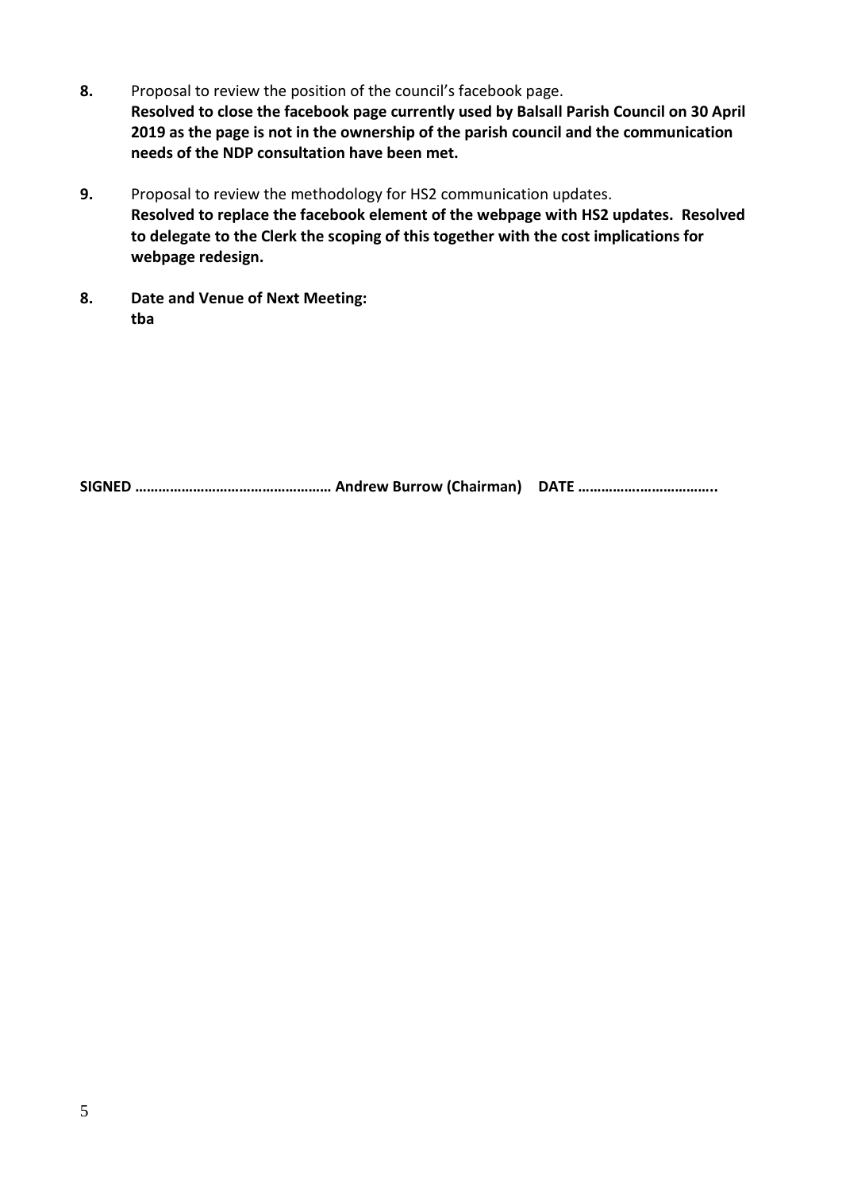**8.** Proposal to review the position of the council's facebook page.
**Resolved to close the facebook page currently used by Balsall Parish Council on 30 April 2019 as the page is not in the ownership of the parish council and the communication needs of the NDP consultation have been met.**

**9.** Proposal to review the methodology for HS2 communication updates.
**Resolved to replace the facebook element of the webpage with HS2 updates. Resolved to delegate to the Clerk the scoping of this together with the cost implications for webpage redesign.**

**8. Date and Venue of Next Meeting:**
**tba**

**SIGNED …………………………………………… Andrew Burrow (Chairman) DATE ……………..……………..**